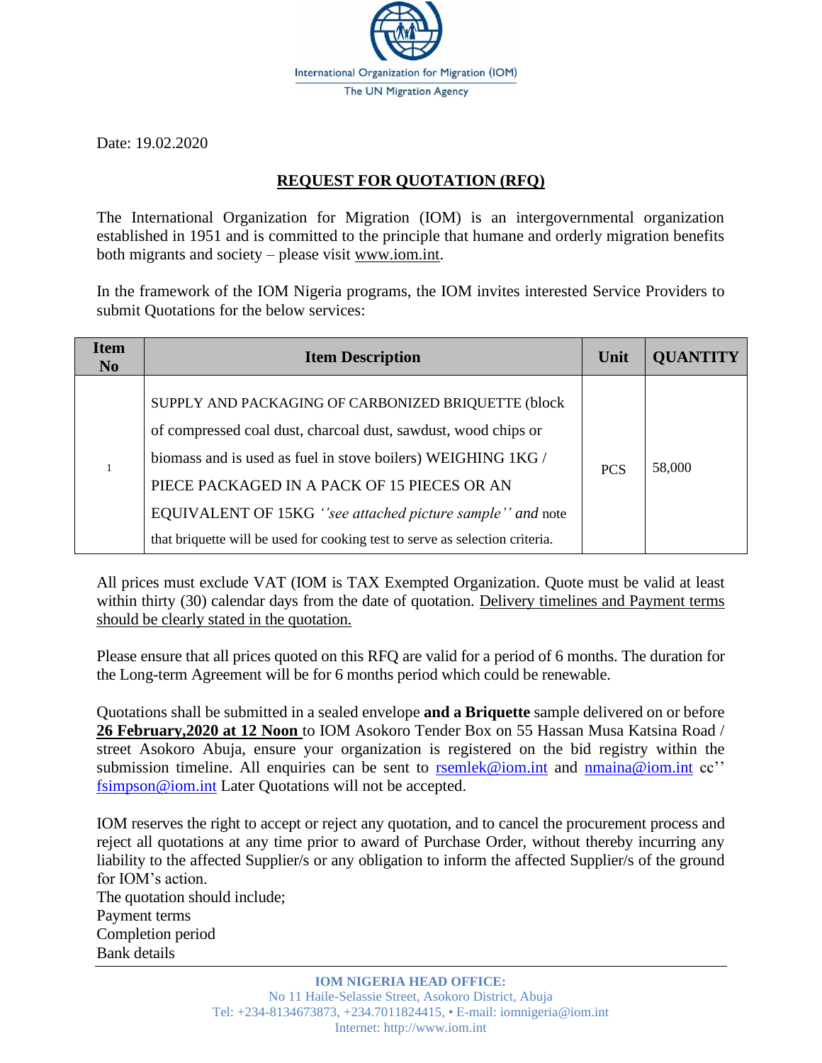International Organization for Migration (IOM)
The UN Migration Agency

Date: 19.02.2020

## **REQUEST FOR QUOTATION (RFQ)**

The International Organization for Migration (IOM) is an intergovernmental organization established in 1951 and is committed to the principle that humane and orderly migration benefits both migrants and society – please visit www.iom.int.

In the framework of the IOM Nigeria programs, the IOM invites interested Service Providers to submit Quotations for the below services:

| Item No | Item Description | Unit | QUANTITY |
|---|---|---|---|
| 1 | SUPPLY AND PACKAGING OF CARBONIZED BRIQUETTE (block of compressed coal dust, charcoal dust, sawdust, wood chips or biomass and is used as fuel in stove boilers) WEIGHING 1KG / PIECE PACKAGED IN A PACK OF 15 PIECES OR AN EQUIVALENT OF 15KG *''see attached picture sample'' and* note that briquette will be used for cooking test to serve as selection criteria. | PCS | 58,000 |

All prices must exclude VAT (IOM is TAX Exempted Organization. Quote must be valid at least within thirty (30) calendar days from the date of quotation. Delivery timelines and Payment terms should be clearly stated in the quotation.

Please ensure that all prices quoted on this RFQ are valid for a period of 6 months. The duration for the Long-term Agreement will be for 6 months period which could be renewable.

Quotations shall be submitted in a sealed envelope **and a Briquette** sample delivered on or before **26 February,2020 at 12 Noon** to IOM Asokoro Tender Box on 55 Hassan Musa Katsina Road / street Asokoro Abuja, ensure your organization is registered on the bid registry within the submission timeline. All enquiries can be sent to rsemlek@iom.int and nmaina@iom.int cc'' fsimpson@iom.int Later Quotations will not be accepted.

IOM reserves the right to accept or reject any quotation, and to cancel the procurement process and reject all quotations at any time prior to award of Purchase Order, without thereby incurring any liability to the affected Supplier/s or any obligation to inform the affected Supplier/s of the ground for IOM's action.
The quotation should include;
Payment terms
Completion period
Bank details

**IOM NIGERIA HEAD OFFICE:**
No 11 Haile-Selassie Street, Asokoro District, Abuja
Tel: +234-8134673873, +234.7011824415, • E-mail: iomnigeria@iom.int
Internet: http://www.iom.int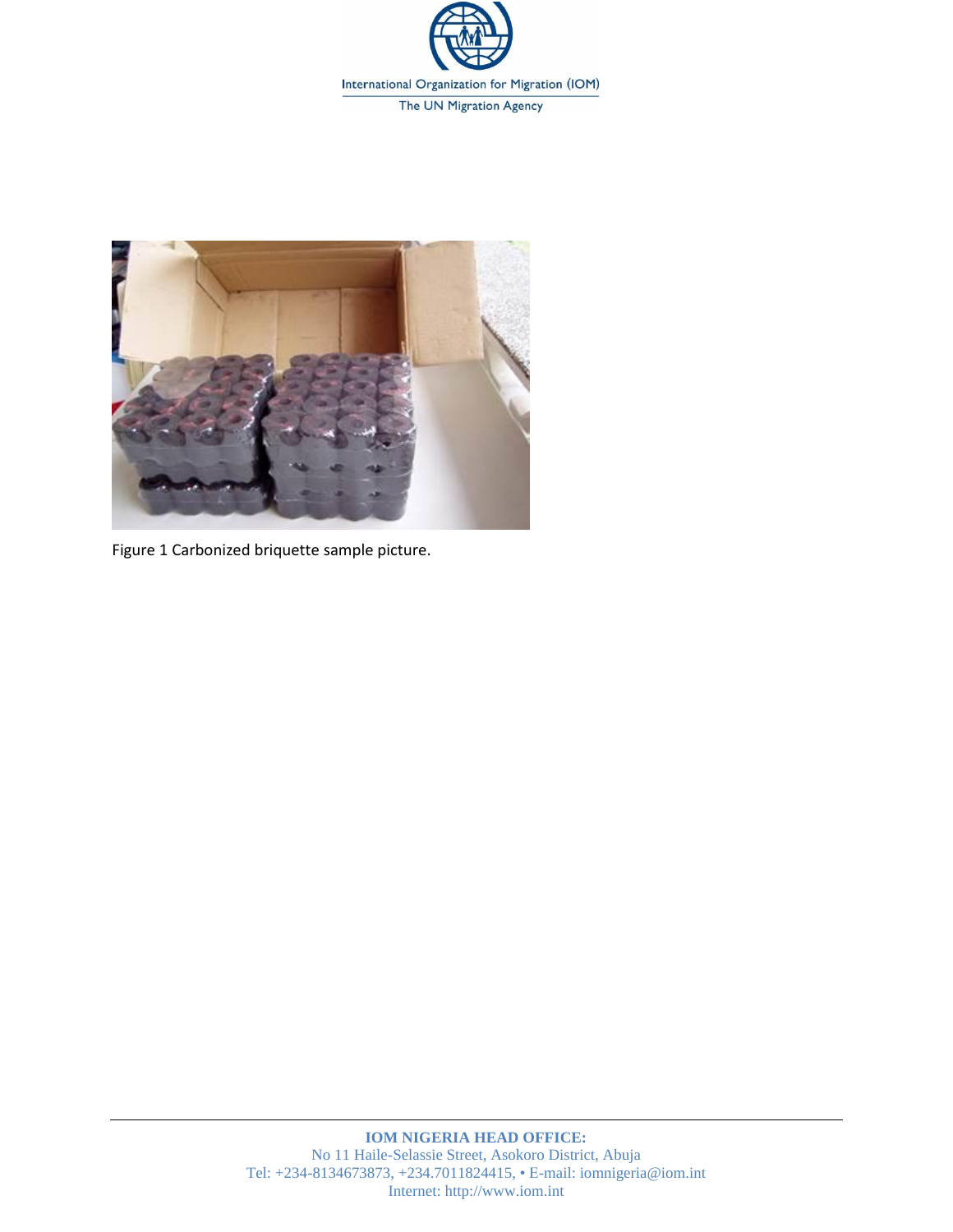Figure 1 Carbonized briquette sample picture.